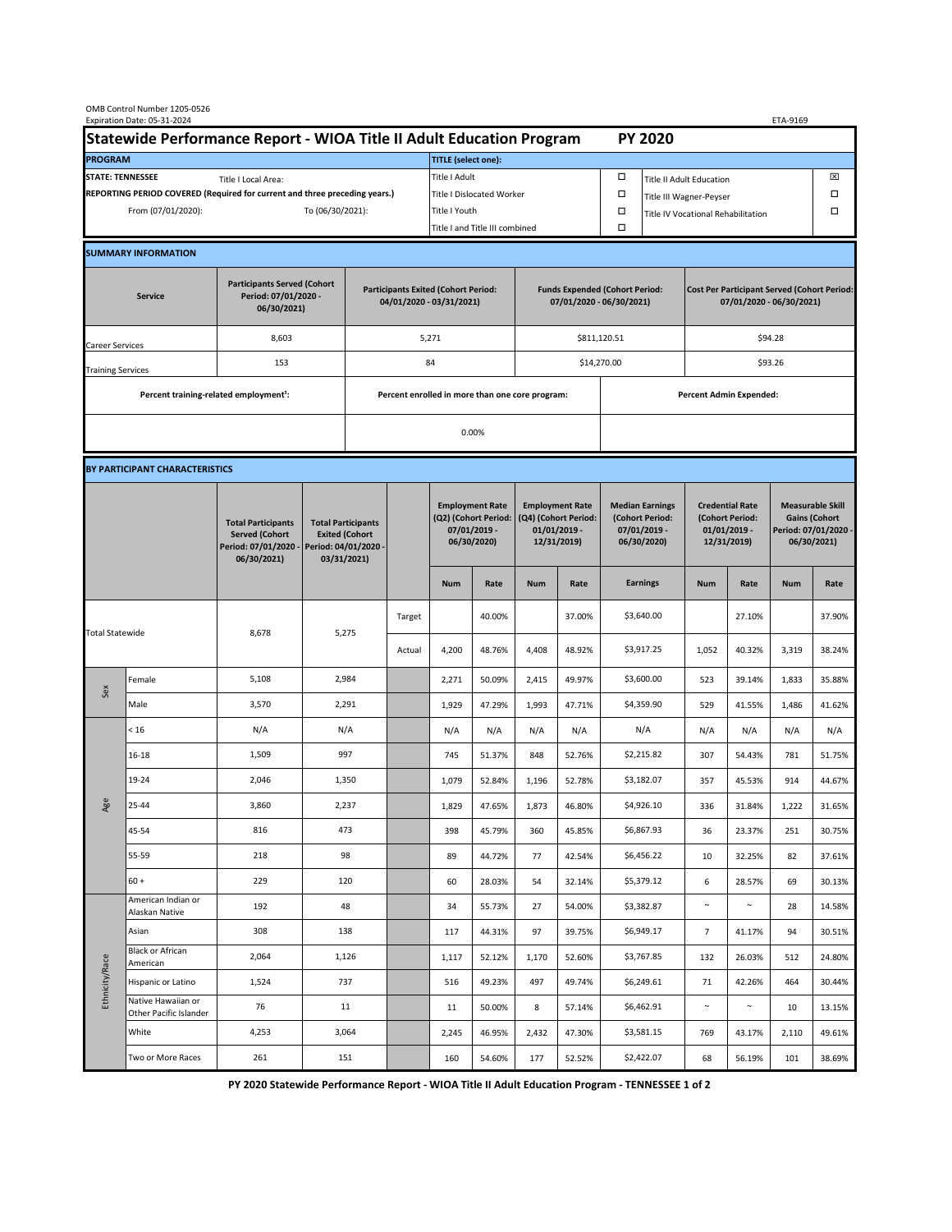OMB Control Number 1205-0526
Expiration Date: 05-31-2024

ETA-9169

# Statewide Performance Report - WIOA Title II Adult Education Program — PY 2020

| PROGRAM | | TITLE (select one): | | | |
|---|---|---|---|---|---|
| STATE: TENNESSEE | Title I Local Area: | Title I Adult | ☐ | Title II Adult Education | ☒ |
| REPORTING PERIOD COVERED (Required for current and three preceding years.) | | Title I Dislocated Worker | ☐ | Title III Wagner-Peyser | ☐ |
| From (07/01/2020): | To (06/30/2021): | Title I Youth | ☐ | Title IV Vocational Rehabilitation | ☐ |
| | | Title I and Title III combined | ☐ | | |

## SUMMARY INFORMATION

| Service | Participants Served (Cohort Period: 07/01/2020 - 06/30/2021) | Participants Exited (Cohort Period: 04/01/2020 - 03/31/2021) | Funds Expended (Cohort Period: 07/01/2020 - 06/30/2021) | Cost Per Participant Served (Cohort Period: 07/01/2020 - 06/30/2021) |
|---|---|---|---|---|
| Career Services | 8,603 | 5,271 | $811,120.51 | $94.28 |
| Training Services | 153 | 84 | $14,270.00 | $93.26 |

| Percent training-related employment[1]: | Percent enrolled in more than one core program: | Percent Admin Expended: |
|---|---|---|
| | 0.00% | |

## BY PARTICIPANT CHARACTERISTICS

| | | Total Participants Served (Cohort Period: 07/01/2020 - 06/30/2021) | Total Participants Exited (Cohort Period: 04/01/2020 - 03/31/2021) | | Employment Rate (Q2) (Cohort Period: 07/01/2019 - 06/30/2020) | | Employment Rate (Q4) (Cohort Period: 01/01/2019 - 12/31/2019) | | Median Earnings (Cohort Period: 07/01/2019 - 06/30/2020) | Credential Rate (Cohort Period: 01/01/2019 - 12/31/2019) | | Measurable Skill Gains (Cohort Period: 07/01/2020 - 06/30/2021) | |
|---|---|---|---|---|---|---|---|---|---|---|---|---|---|
| | | | | | Num | Rate | Num | Rate | Earnings | Num | Rate | Num | Rate |
| Total Statewide | | 8,678 | 5,275 | Target | | 40.00% | | 37.00% | $3,640.00 | | 27.10% | | 37.90% |
| | | | | Actual | 4,200 | 48.76% | 4,408 | 48.92% | $3,917.25 | 1,052 | 40.32% | 3,319 | 38.24% |
| Sex | Female | 5,108 | 2,984 | | 2,271 | 50.09% | 2,415 | 49.97% | $3,600.00 | 523 | 39.14% | 1,833 | 35.88% |
| | Male | 3,570 | 2,291 | | 1,929 | 47.29% | 1,993 | 47.71% | $4,359.90 | 529 | 41.55% | 1,486 | 41.62% |
| Age | < 16 | N/A | N/A | | N/A | N/A | N/A | N/A | N/A | N/A | N/A | N/A | N/A |
| | 16-18 | 1,509 | 997 | | 745 | 51.37% | 848 | 52.76% | $2,215.82 | 307 | 54.43% | 781 | 51.75% |
| | 19-24 | 2,046 | 1,350 | | 1,079 | 52.84% | 1,196 | 52.78% | $3,182.07 | 357 | 45.53% | 914 | 44.67% |
| | 25-44 | 3,860 | 2,237 | | 1,829 | 47.65% | 1,873 | 46.80% | $4,926.10 | 336 | 31.84% | 1,222 | 31.65% |
| | 45-54 | 816 | 473 | | 398 | 45.79% | 360 | 45.85% | $6,867.93 | 36 | 23.37% | 251 | 30.75% |
| | 55-59 | 218 | 98 | | 89 | 44.72% | 77 | 42.54% | $6,456.22 | 10 | 32.25% | 82 | 37.61% |
| | 60 + | 229 | 120 | | 60 | 28.03% | 54 | 32.14% | $5,379.12 | 6 | 28.57% | 69 | 30.13% |
| Ethnicity/Race | American Indian or Alaskan Native | 192 | 48 | | 34 | 55.73% | 27 | 54.00% | $3,382.87 | ~ | ~ | 28 | 14.58% |
| | Asian | 308 | 138 | | 117 | 44.31% | 97 | 39.75% | $6,949.17 | 7 | 41.17% | 94 | 30.51% |
| | Black or African American | 2,064 | 1,126 | | 1,117 | 52.12% | 1,170 | 52.60% | $3,767.85 | 132 | 26.03% | 512 | 24.80% |
| | Hispanic or Latino | 1,524 | 737 | | 516 | 49.23% | 497 | 49.74% | $6,249.61 | 71 | 42.26% | 464 | 30.44% |
| | Native Hawaiian or Other Pacific Islander | 76 | 11 | | 11 | 50.00% | 8 | 57.14% | $6,462.91 | ~ | ~ | 10 | 13.15% |
| | White | 4,253 | 3,064 | | 2,245 | 46.95% | 2,432 | 47.30% | $3,581.15 | 769 | 43.17% | 2,110 | 49.61% |
| | Two or More Races | 261 | 151 | | 160 | 54.60% | 177 | 52.52% | $2,422.07 | 68 | 56.19% | 101 | 38.69% |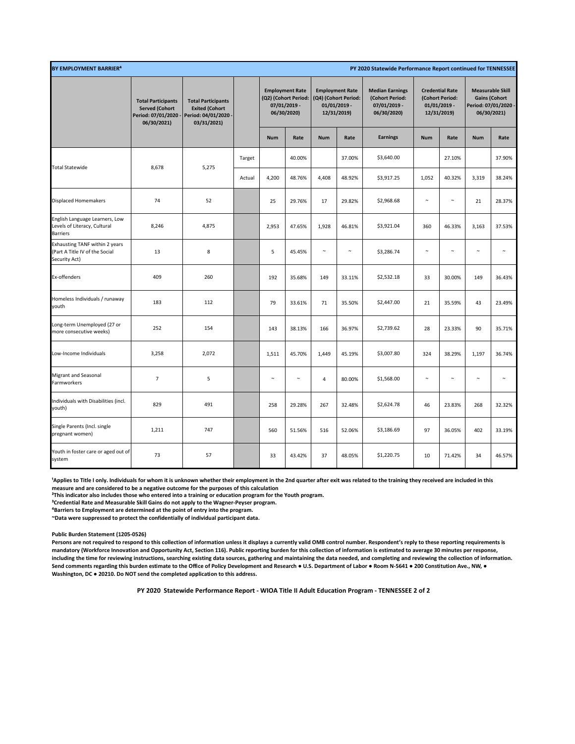| BY EMPLOYMENT BARRIER[4] | | | | | | | | | | | | | PY 2020 Statewide Performance Report continued for TENNESSEE |
|---|---|---|---|---|---|---|---|---|---|---|---|---|---|
| | Total Participants Served (Cohort Period: 07/01/2020 - 06/30/2021) | Total Participants Exited (Cohort Period: 04/01/2020 - 03/31/2021) | | Employment Rate (Q2) (Cohort Period: 07/01/2019 - 06/30/2020) | | Employment Rate (Q4) (Cohort Period: 01/01/2019 - 12/31/2019) | | Median Earnings (Cohort Period: 07/01/2019 - 06/30/2020) | Credential Rate (Cohort Period: 01/01/2019 - 12/31/2019) | | Measurable Skill Gains (Cohort Period: 07/01/2020 - 06/30/2021) | |
| | | | | Num | Rate | Num | Rate | Earnings | Num | Rate | Num | Rate |
| Total Statewide | 8,678 | 5,275 | Target | | 40.00% | | 37.00% | $3,640.00 | | 27.10% | | 37.90% |
| | | | Actual | 4,200 | 48.76% | 4,408 | 48.92% | $3,917.25 | 1,052 | 40.32% | 3,319 | 38.24% |
| Displaced Homemakers | 74 | 52 | | 25 | 29.76% | 17 | 29.82% | $2,968.68 | ~ | ~ | 21 | 28.37% |
| English Language Learners, Low Levels of Literacy, Cultural Barriers | 8,246 | 4,875 | | 2,953 | 47.65% | 1,928 | 46.81% | $3,921.04 | 360 | 46.33% | 3,163 | 37.53% |
| Exhausting TANF within 2 years (Part A Title IV of the Social Security Act) | 13 | 8 | | 5 | 45.45% | ~ | ~ | $3,286.74 | ~ | ~ | ~ | ~ |
| Ex-offenders | 409 | 260 | | 192 | 35.68% | 149 | 33.11% | $2,532.18 | 33 | 30.00% | 149 | 36.43% |
| Homeless Individuals / runaway youth | 183 | 112 | | 79 | 33.61% | 71 | 35.50% | $2,447.00 | 21 | 35.59% | 43 | 23.49% |
| Long-term Unemployed (27 or more consecutive weeks) | 252 | 154 | | 143 | 38.13% | 166 | 36.97% | $2,739.62 | 28 | 23.33% | 90 | 35.71% |
| Low-Income Individuals | 3,258 | 2,072 | | 1,511 | 45.70% | 1,449 | 45.19% | $3,007.80 | 324 | 38.29% | 1,197 | 36.74% |
| Migrant and Seasonal Farmworkers | 7 | 5 | | ~ | ~ | 4 | 80.00% | $1,568.00 | ~ | ~ | ~ | ~ |
| Individuals with Disabilities (incl. youth) | 829 | 491 | | 258 | 29.28% | 267 | 32.48% | $2,624.78 | 46 | 23.83% | 268 | 32.32% |
| Single Parents (Incl. single pregnant women) | 1,211 | 747 | | 560 | 51.56% | 516 | 52.06% | $3,186.69 | 97 | 36.05% | 402 | 33.19% |
| Youth in foster care or aged out of system | 73 | 57 | | 33 | 43.42% | 37 | 48.05% | $1,220.75 | 10 | 71.42% | 34 | 46.57% |

**[1]Applies to Title I only. Individuals for whom it is unknown whether their employment in the 2nd quarter after exit was related to the training they received are included in this measure and are considered to be a negative outcome for the purposes of this calculation**

**[2]This indicator also includes those who entered into a training or education program for the Youth program.**

**[3]Credential Rate and Measurable Skill Gains do not apply to the Wagner-Peyser program.**

**[4]Barriers to Employment are determined at the point of entry into the program.**

**~Data were suppressed to protect the confidentially of individual participant data.**

**Public Burden Statement (1205-0526)**

**Persons are not required to respond to this collection of information unless it displays a currently valid OMB control number. Respondent's reply to these reporting requirements is mandatory (Workforce Innovation and Opportunity Act, Section 116). Public reporting burden for this collection of information is estimated to average 30 minutes per response, including the time for reviewing instructions, searching existing data sources, gathering and maintaining the data needed, and completing and reviewing the collection of information. Send comments regarding this burden estimate to the Office of Policy Development and Research ● U.S. Department of Labor ● Room N-5641 ● 200 Constitution Ave., NW, ● Washington, DC ● 20210. Do NOT send the completed application to this address.**

**PY 2020 Statewide Performance Report - WIOA Title II Adult Education Program - TENNESSEE 2 of 2**